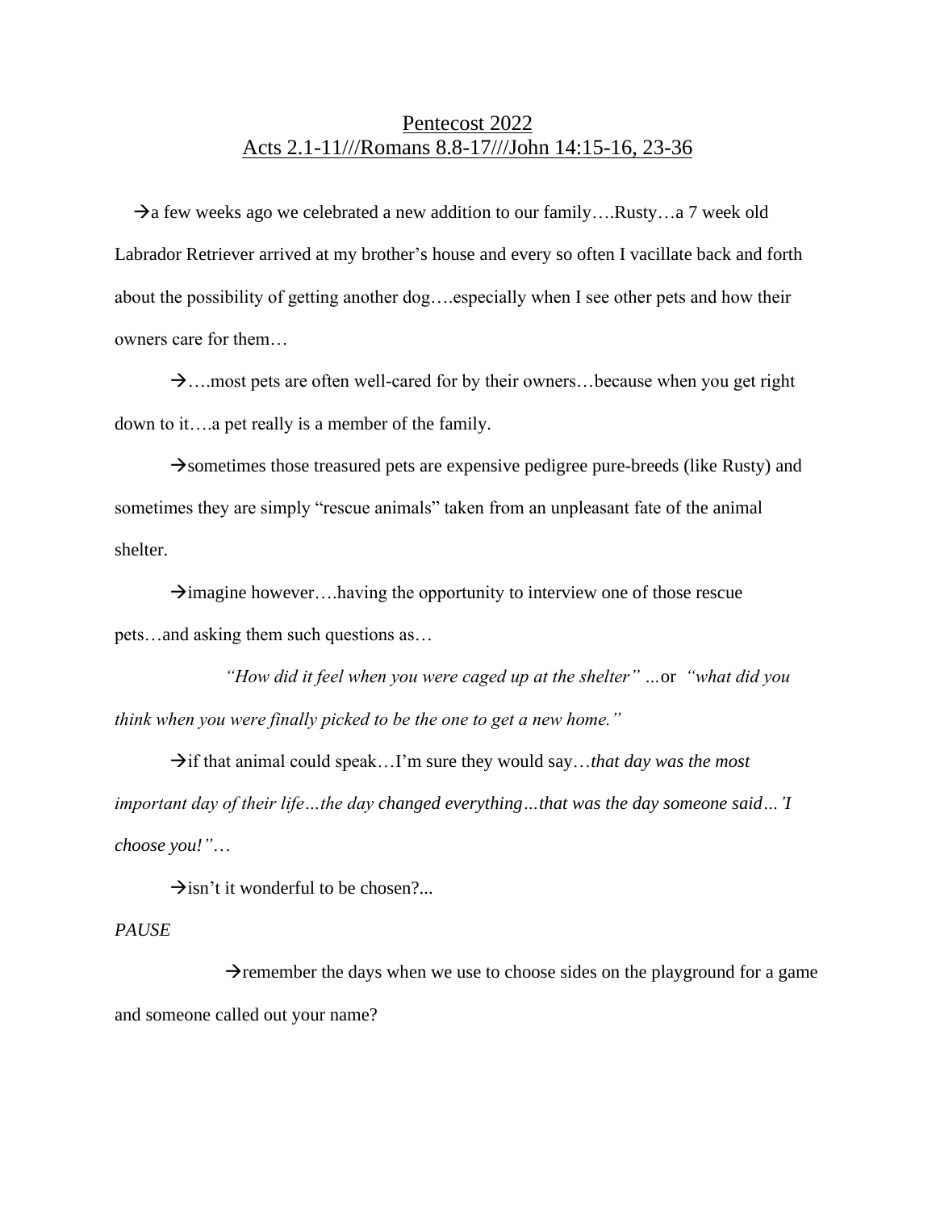# Pentecost 2022

## Acts 2.1-11///Romans 8.8-17///John 14:15-16, 23-36

→a few weeks ago we celebrated a new addition to our family….Rusty…a 7 week old Labrador Retriever arrived at my brother's house and every so often I vacillate back and forth about the possibility of getting another dog….especially when I see other pets and how their owners care for them…

→….most pets are often well-cared for by their owners…because when you get right down to it….a pet really is a member of the family.

→sometimes those treasured pets are expensive pedigree pure-breeds (like Rusty) and sometimes they are simply "rescue animals" taken from an unpleasant fate of the animal shelter.

→imagine however….having the opportunity to interview one of those rescue pets…and asking them such questions as…

*"How did it feel when you were caged up at the shelter" …*or *"what did you think when you were finally picked to be the one to get a new home."*

→if that animal could speak…I'm sure they would say…*that day was the most important day of their life…the day changed everything…that was the day someone said…'I choose you!"*…

→isn't it wonderful to be chosen?...

*PAUSE*

→remember the days when we use to choose sides on the playground for a game and someone called out your name?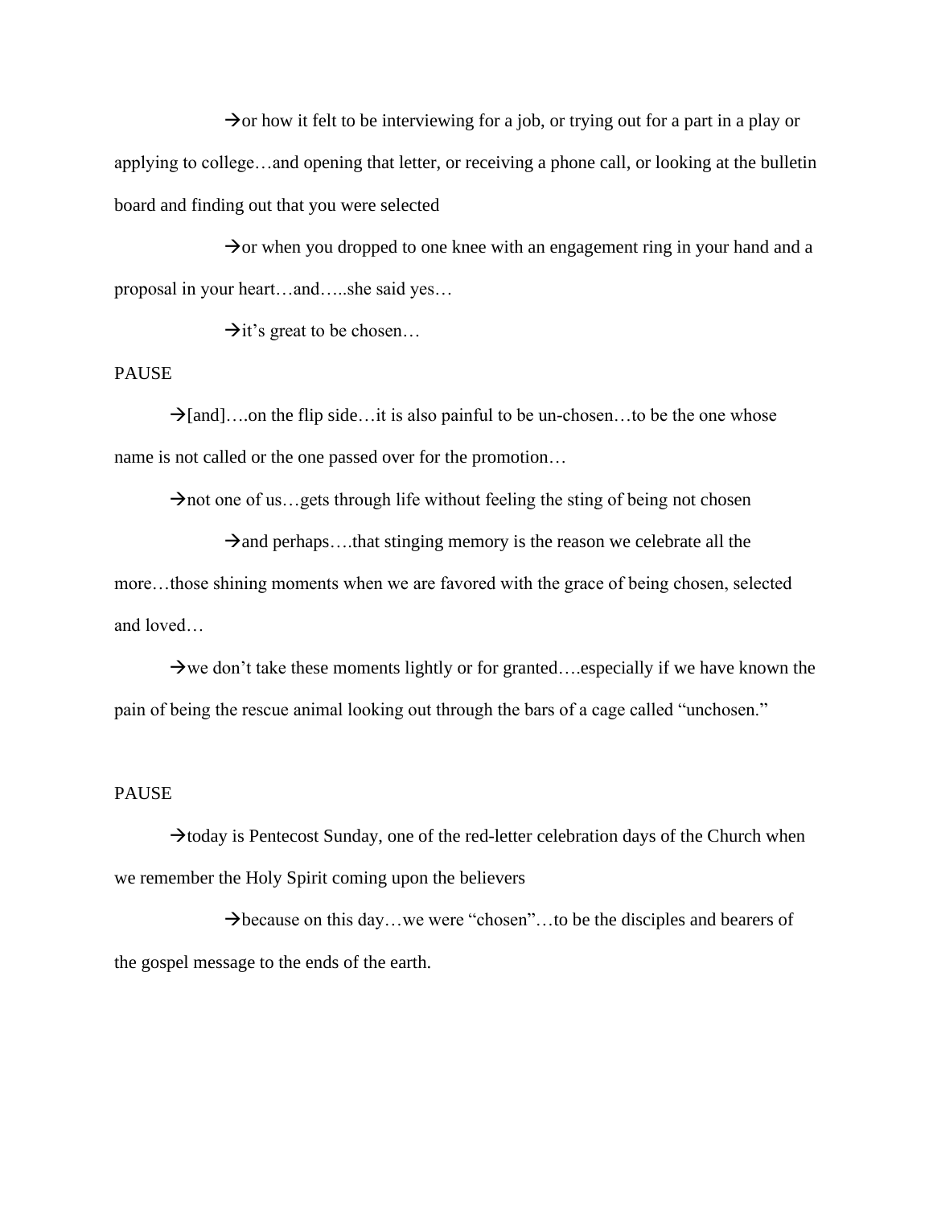→or how it felt to be interviewing for a job, or trying out for a part in a play or applying to college…and opening that letter, or receiving a phone call, or looking at the bulletin board and finding out that you were selected

→or when you dropped to one knee with an engagement ring in your hand and a proposal in your heart…and…..she said yes…

→it's great to be chosen…

PAUSE

→[and]….on the flip side…it is also painful to be un-chosen…to be the one whose name is not called or the one passed over for the promotion…

→not one of us…gets through life without feeling the sting of being not chosen

→and perhaps….that stinging memory is the reason we celebrate all the more…those shining moments when we are favored with the grace of being chosen, selected and loved…

→we don't take these moments lightly or for granted….especially if we have known the pain of being the rescue animal looking out through the bars of a cage called "unchosen."

PAUSE

→today is Pentecost Sunday, one of the red-letter celebration days of the Church when we remember the Holy Spirit coming upon the believers

→because on this day…we were "chosen"…to be the disciples and bearers of the gospel message to the ends of the earth.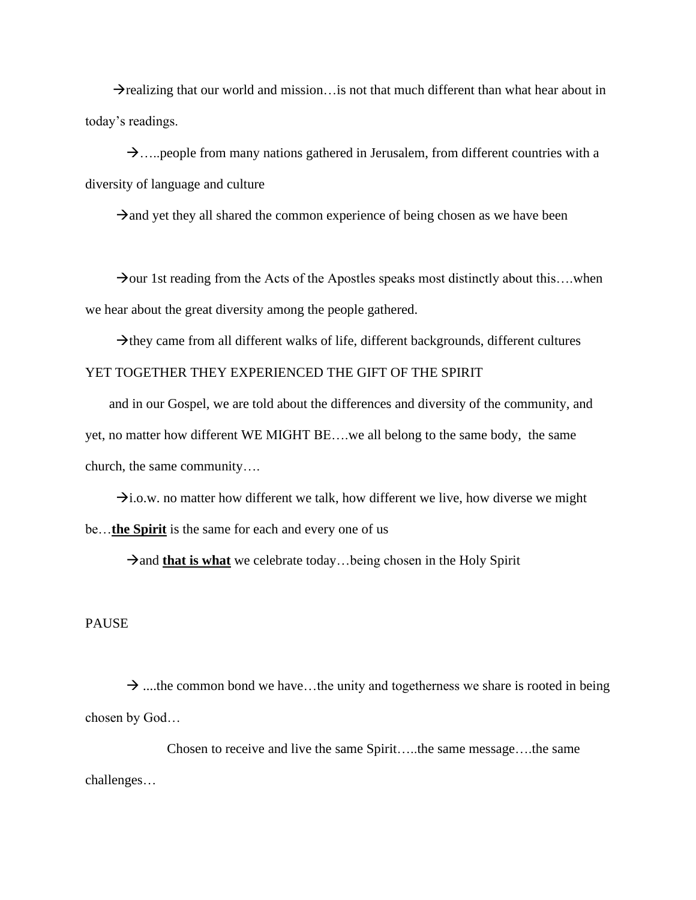→realizing that our world and mission…is not that much different than what hear about in today's readings.

→…..people from many nations gathered in Jerusalem, from different countries with a diversity of language and culture

→and yet they all shared the common experience of being chosen as we have been

→our 1st reading from the Acts of the Apostles speaks most distinctly about this….when we hear about the great diversity among the people gathered.

→they came from all different walks of life, different backgrounds, different cultures YET TOGETHER THEY EXPERIENCED THE GIFT OF THE SPIRIT

and in our Gospel, we are told about the differences and diversity of the community, and yet, no matter how different WE MIGHT BE….we all belong to the same body, the same church, the same community….

→i.o.w. no matter how different we talk, how different we live, how diverse we might be…**<u>the Spirit</u>** is the same for each and every one of us

→and **<u>that is what</u>** we celebrate today…being chosen in the Holy Spirit

PAUSE

→ ....the common bond we have…the unity and togetherness we share is rooted in being chosen by God…

Chosen to receive and live the same Spirit…..the same message….the same challenges…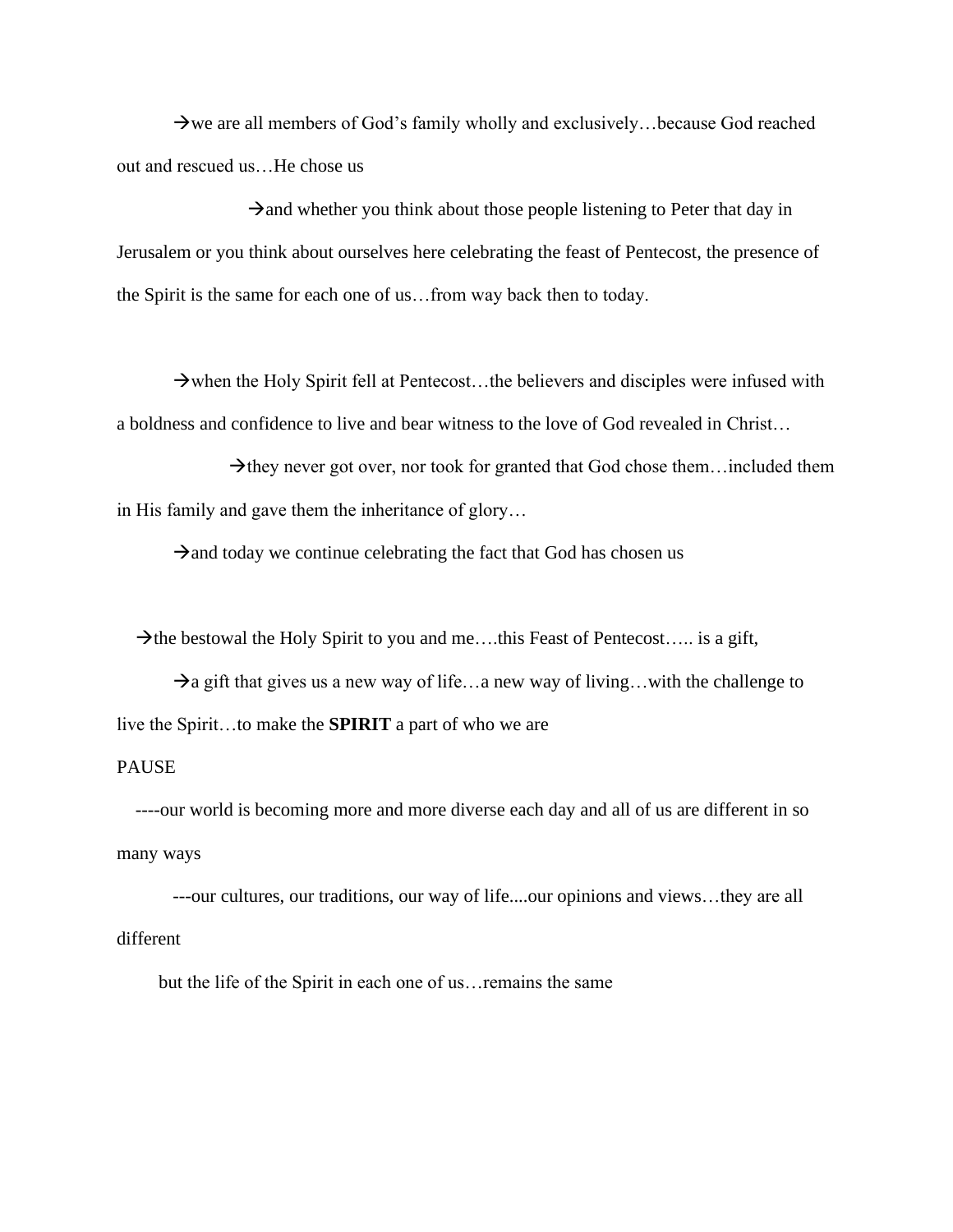→we are all members of God's family wholly and exclusively…because God reached out and rescued us…He chose us

→and whether you think about those people listening to Peter that day in Jerusalem or you think about ourselves here celebrating the feast of Pentecost, the presence of the Spirit is the same for each one of us…from way back then to today.

→when the Holy Spirit fell at Pentecost…the believers and disciples were infused with a boldness and confidence to live and bear witness to the love of God revealed in Christ…

→they never got over, nor took for granted that God chose them…included them in His family and gave them the inheritance of glory…

→and today we continue celebrating the fact that God has chosen us

→the bestowal the Holy Spirit to you and me….this Feast of Pentecost….. is a gift,

→a gift that gives us a new way of life…a new way of living…with the challenge to live the Spirit…to make the **SPIRIT** a part of who we are

PAUSE

----our world is becoming more and more diverse each day and all of us are different in so many ways

---our cultures, our traditions, our way of life....our opinions and views…they are all different

but the life of the Spirit in each one of us…remains the same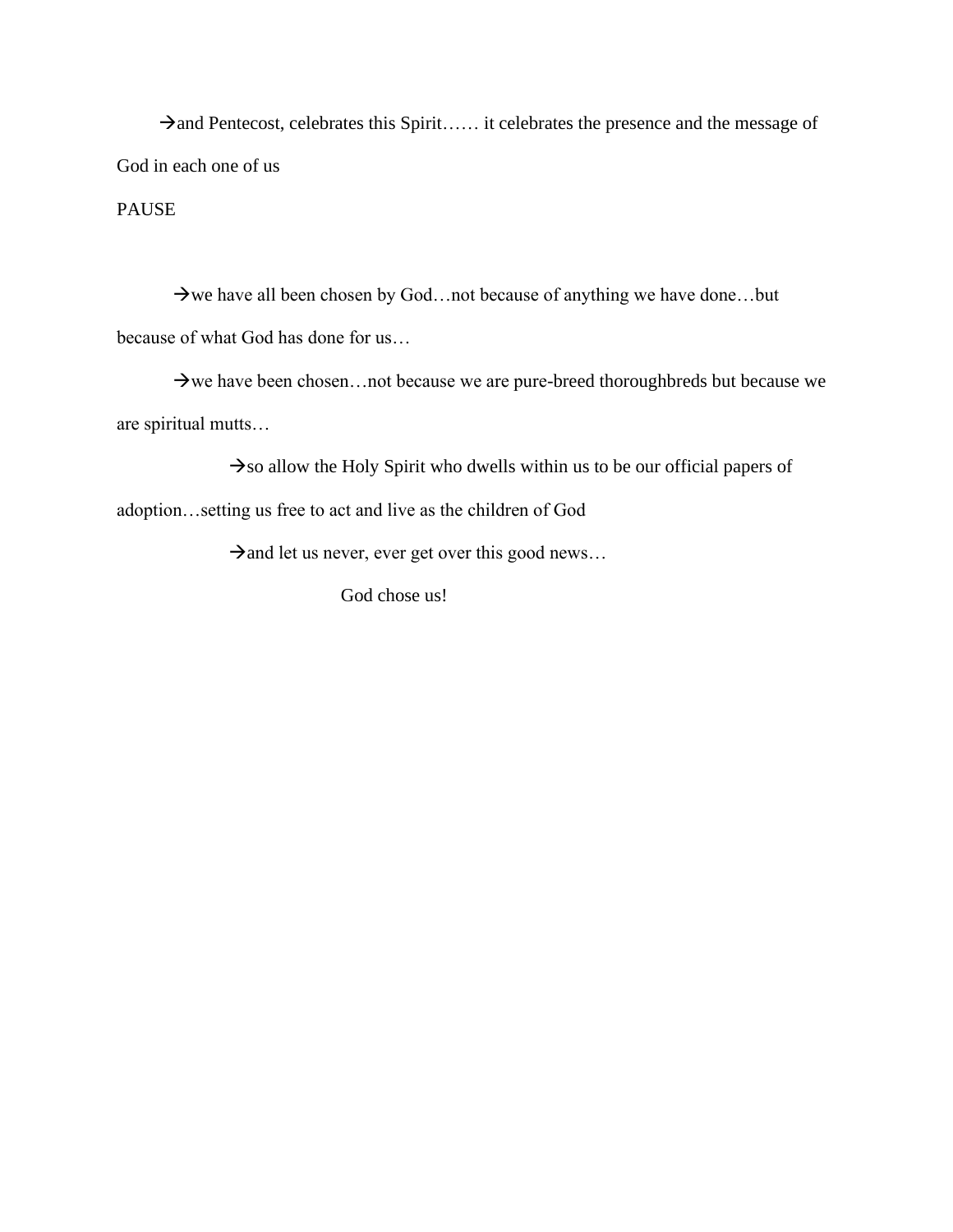→and Pentecost, celebrates this Spirit…… it celebrates the presence and the message of God in each one of us

PAUSE

→we have all been chosen by God…not because of anything we have done…but because of what God has done for us…

→we have been chosen…not because we are pure-breed thoroughbreds but because we are spiritual mutts…

→so allow the Holy Spirit who dwells within us to be our official papers of adoption…setting us free to act and live as the children of God

→and let us never, ever get over this good news…

God chose us!